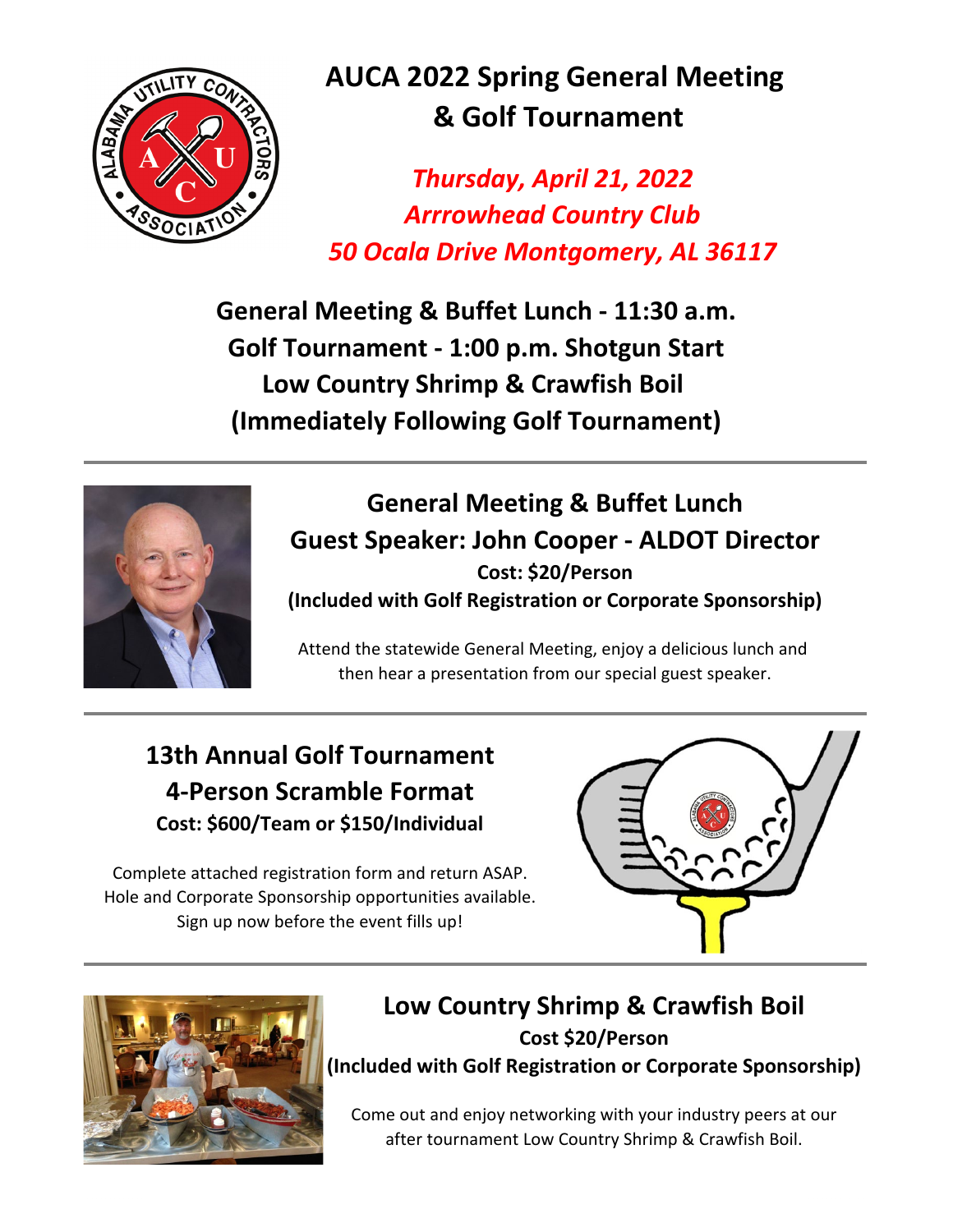# AUCA 2022 Spring General Meeting & Golf Tournament

*Thursday, April 21, 2022*
*Arrrowhead Country Club*
*50 Ocala Drive Montgomery, AL 36117*

**General Meeting & Buffet Lunch - 11:30 a.m.**
**Golf Tournament - 1:00 p.m. Shotgun Start**
**Low Country Shrimp & Crawfish Boil**
**(Immediately Following Golf Tournament)**

---

## General Meeting & Buffet Lunch

## Guest Speaker: John Cooper - ALDOT Director

**Cost: $20/Person**
**(Included with Golf Registration or Corporate Sponsorship)**

Attend the statewide General Meeting, enjoy a delicious lunch and then hear a presentation from our special guest speaker.

---

## 13th Annual Golf Tournament

## 4-Person Scramble Format

**Cost: $600/Team or $150/Individual**

Complete attached registration form and return ASAP.
Hole and Corporate Sponsorship opportunities available.
Sign up now before the event fills up!

---

## Low Country Shrimp & Crawfish Boil

**Cost $20/Person**
**(Included with Golf Registration or Corporate Sponsorship)**

Come out and enjoy networking with your industry peers at our after tournament Low Country Shrimp & Crawfish Boil.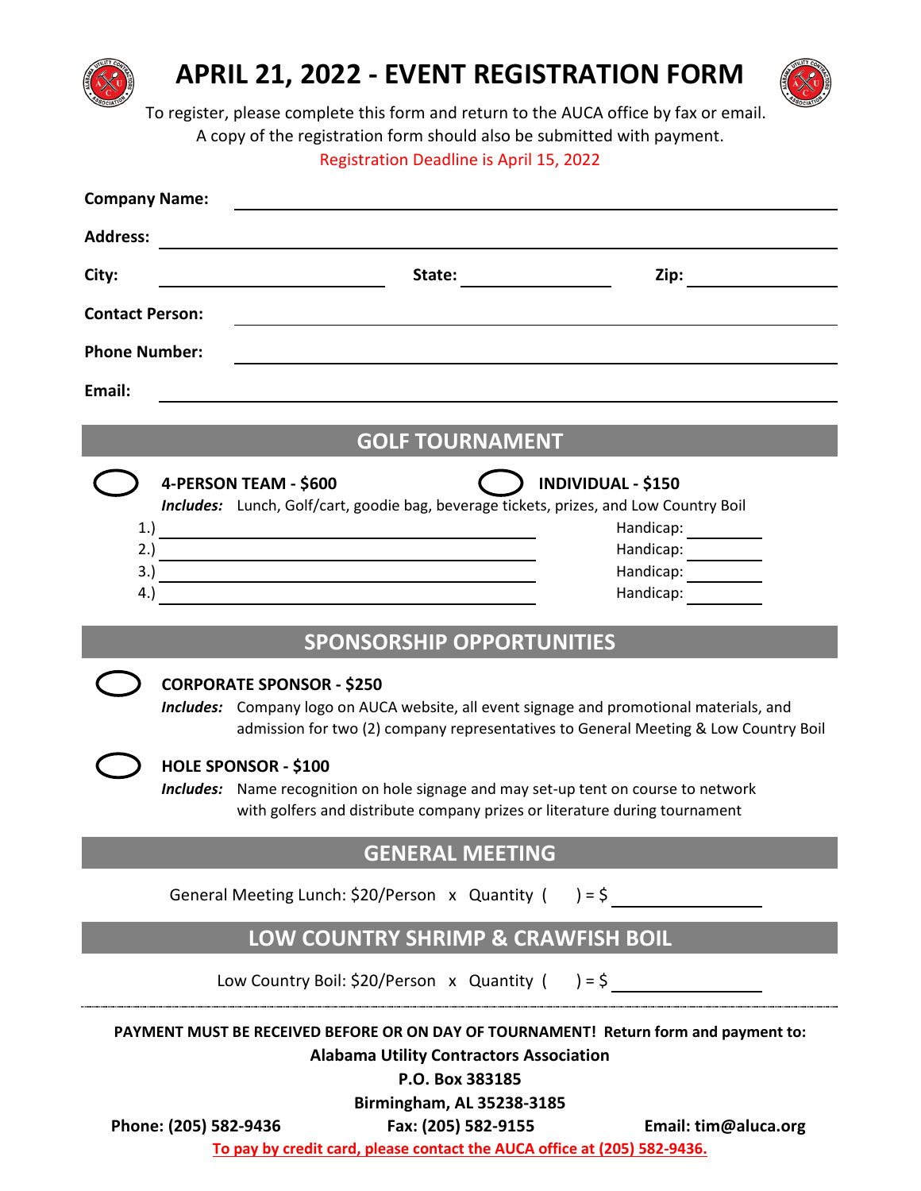# APRIL 21, 2022 - EVENT REGISTRATION FORM

To register, please complete this form and return to the AUCA office by fax or email.
A copy of the registration form should also be submitted with payment.
Registration Deadline is April 15, 2022

**Company Name:** ______________________________

**Address:** ______________________________

**City:** ______________ **State:** ______________ **Zip:** ______________

**Contact Person:** ______________________________

**Phone Number:** ______________________________

**Email:** ______________________________

## GOLF TOURNAMENT

○ **4-PERSON TEAM - $600** ○ **INDIVIDUAL - $150**

***Includes:*** Lunch, Golf/cart, goodie bag, beverage tickets, prizes, and Low Country Boil

1.) ______________________________ Handicap: __________
2.) ______________________________ Handicap: __________
3.) ______________________________ Handicap: __________
4.) ______________________________ Handicap: __________

## SPONSORSHIP OPPORTUNITIES

○ **CORPORATE SPONSOR - $250**

***Includes:*** Company logo on AUCA website, all event signage and promotional materials, and admission for two (2) company representatives to General Meeting & Low Country Boil

○ **HOLE SPONSOR - $100**

***Includes:*** Name recognition on hole signage and may set-up tent on course to network with golfers and distribute company prizes or literature during tournament

## GENERAL MEETING

General Meeting Lunch: $20/Person x Quantity (    ) = $ __________

## LOW COUNTRY SHRIMP & CRAWFISH BOIL

Low Country Boil: $20/Person x Quantity (    ) = $ __________

---

**PAYMENT MUST BE RECEIVED BEFORE OR ON DAY OF TOURNAMENT! Return form and payment to:**

**Alabama Utility Contractors Association**

**P.O. Box 383185**

**Birmingham, AL 35238-3185**

**Phone: (205) 582-9436** **Fax: (205) 582-9155** **Email: tim@aluca.org**

To pay by credit card, please contact the AUCA office at (205) 582-9436.